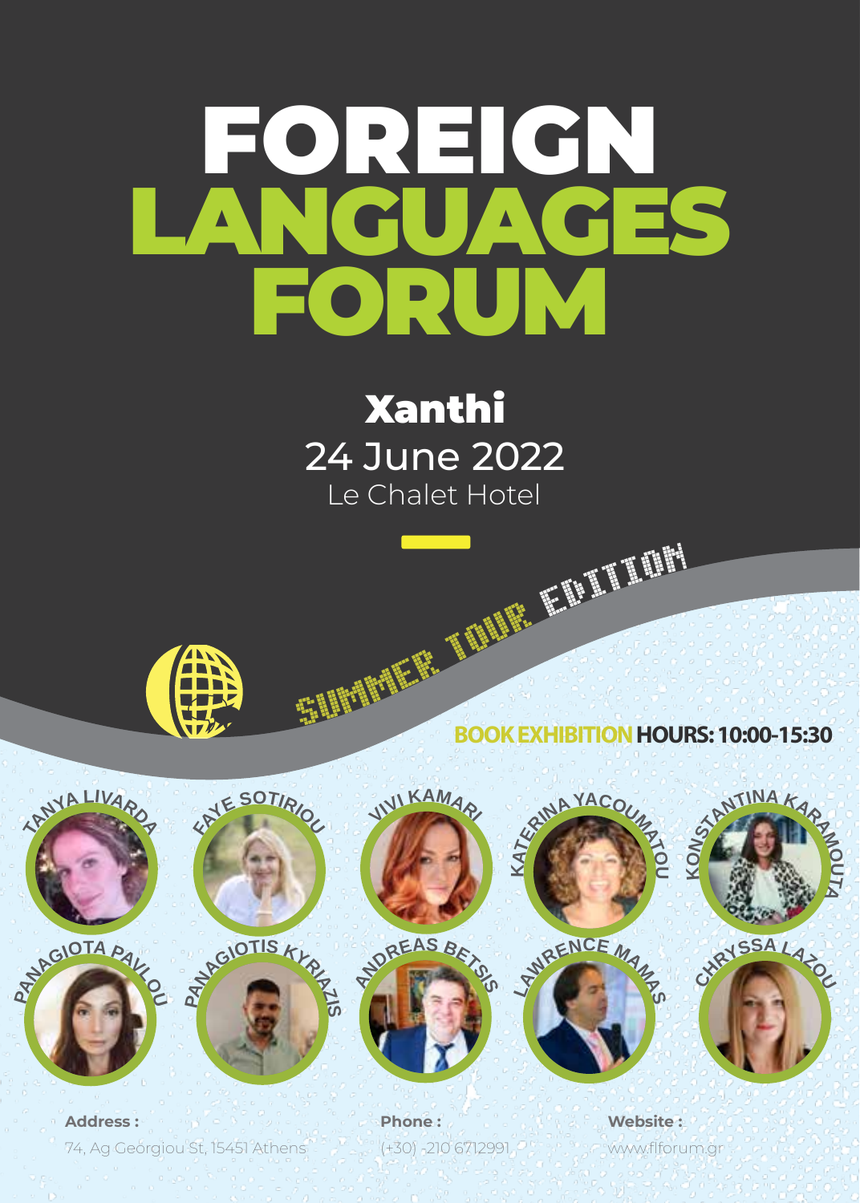# FOREIGN LANGUAGES FORUM

## Xanthi

24 June 2022

Le Chalet Hotel

SUMMER TOUR EDITION

**BOOK EXHIBITION HOURS: 10:00-15:30**

TANYA LIVARDA

FAYE SOTIRIOU

VIVI KAMARI

KATERINA YACOUMATOU

KONSTANTINA KARAMOUTA

PANAGIOTA PAVLOU

PANAGIOTIS KYRIAZIS

ANDREAS BETSIS

LAWRENCE MAMAS

CHRYSSA LAZOU

**Address :** 74, Ag Georgiou St, 15451 Athens

**Phone :** (+30) -210 6712991

**Website :** www.flforum.gr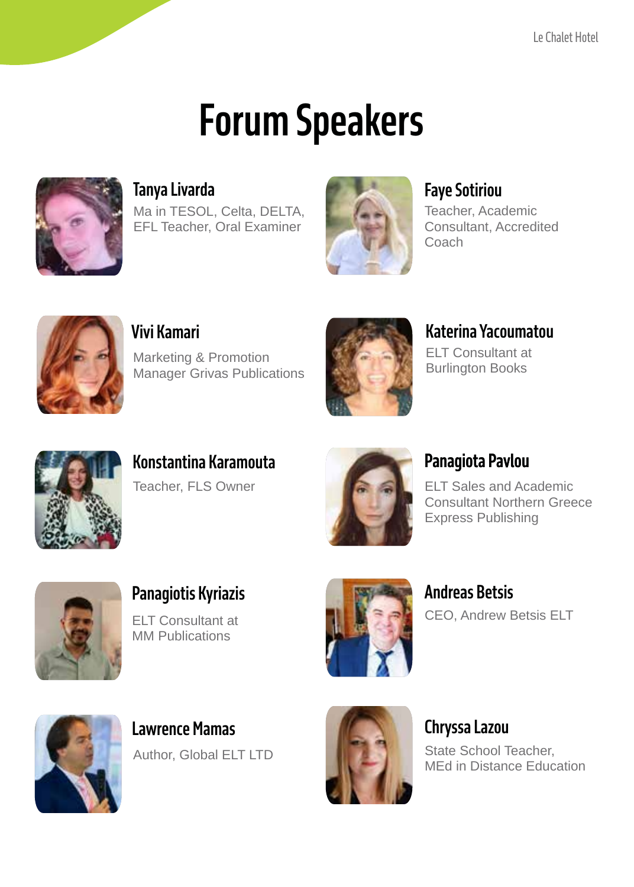# Forum Speakers

### Tanya Livarda
Ma in TESOL, Celta, DELTA, EFL Teacher, Oral Examiner

### Faye Sotiriou
Teacher, Academic Consultant, Accredited Coach

### Vivi Kamari
Marketing & Promotion Manager Grivas Publications

### Katerina Yacoumatou
ELT Consultant at Burlington Books

### Konstantina Karamouta
Teacher, FLS Owner

### Panagiota Pavlou
ELT Sales and Academic Consultant Northern Greece Express Publishing

### Panagiotis Kyriazis
ELT Consultant at MM Publications

### Andreas Betsis
CEO, Andrew Betsis ELT

### Lawrence Mamas
Author, Global ELT LTD

### Chryssa Lazou
State School Teacher, MEd in Distance Education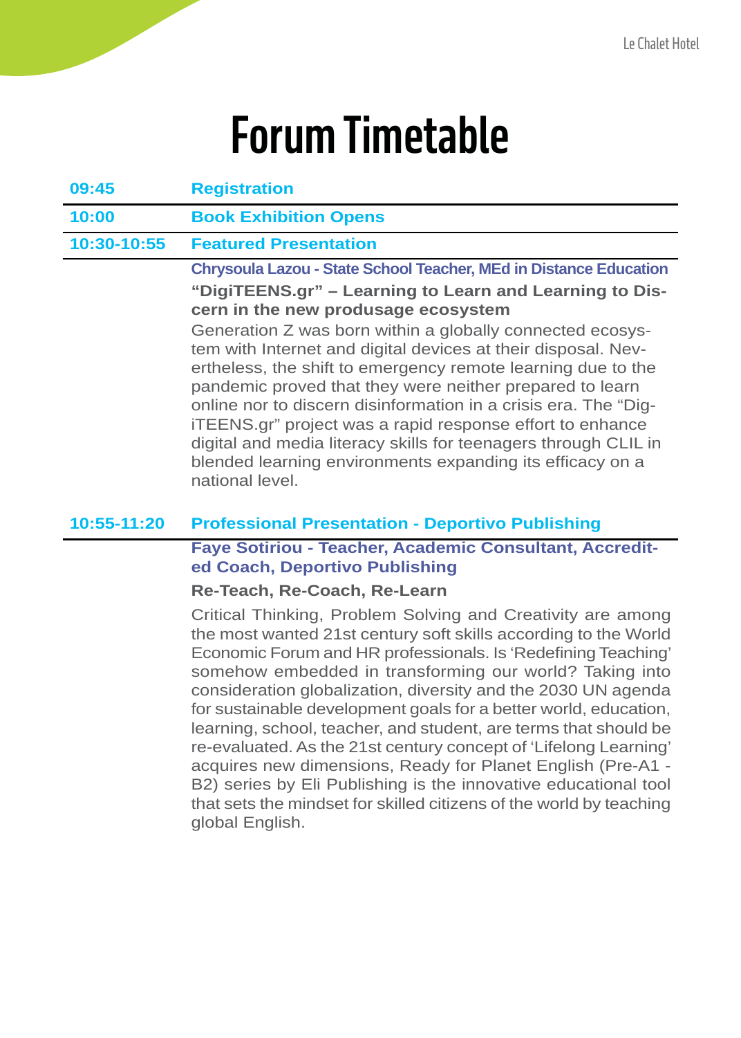# Forum Timetable

| | |
|---|---|
| **09:45** | **Registration** |
| **10:00** | **Book Exhibition Opens** |
| **10:30-10:55** | **Featured Presentation** |

**Chrysoula Lazou - State School Teacher, MEd in Distance Education**

**"DigiTEENS.gr" – Learning to Learn and Learning to Discern in the new produsage ecosystem**

Generation Z was born within a globally connected ecosystem with Internet and digital devices at their disposal. Nevertheless, the shift to emergency remote learning due to the pandemic proved that they were neither prepared to learn online nor to discern disinformation in a crisis era. The "DigiTEENS.gr" project was a rapid response effort to enhance digital and media literacy skills for teenagers through CLIL in blended learning environments expanding its efficacy on a national level.

| | |
|---|---|
| **10:55-11:20** | **Professional Presentation - Deportivo Publishing** |

**Faye Sotiriou - Teacher, Academic Consultant, Accredited Coach, Deportivo Publishing**

**Re-Teach, Re-Coach, Re-Learn**

Critical Thinking, Problem Solving and Creativity are among the most wanted 21st century soft skills according to the World Economic Forum and HR professionals. Is 'Redefining Teaching' somehow embedded in transforming our world? Taking into consideration globalization, diversity and the 2030 UN agenda for sustainable development goals for a better world, education, learning, school, teacher, and student, are terms that should be re-evaluated. As the 21st century concept of 'Lifelong Learning' acquires new dimensions, Ready for Planet English (Pre-A1 - B2) series by Eli Publishing is the innovative educational tool that sets the mindset for skilled citizens of the world by teaching global English.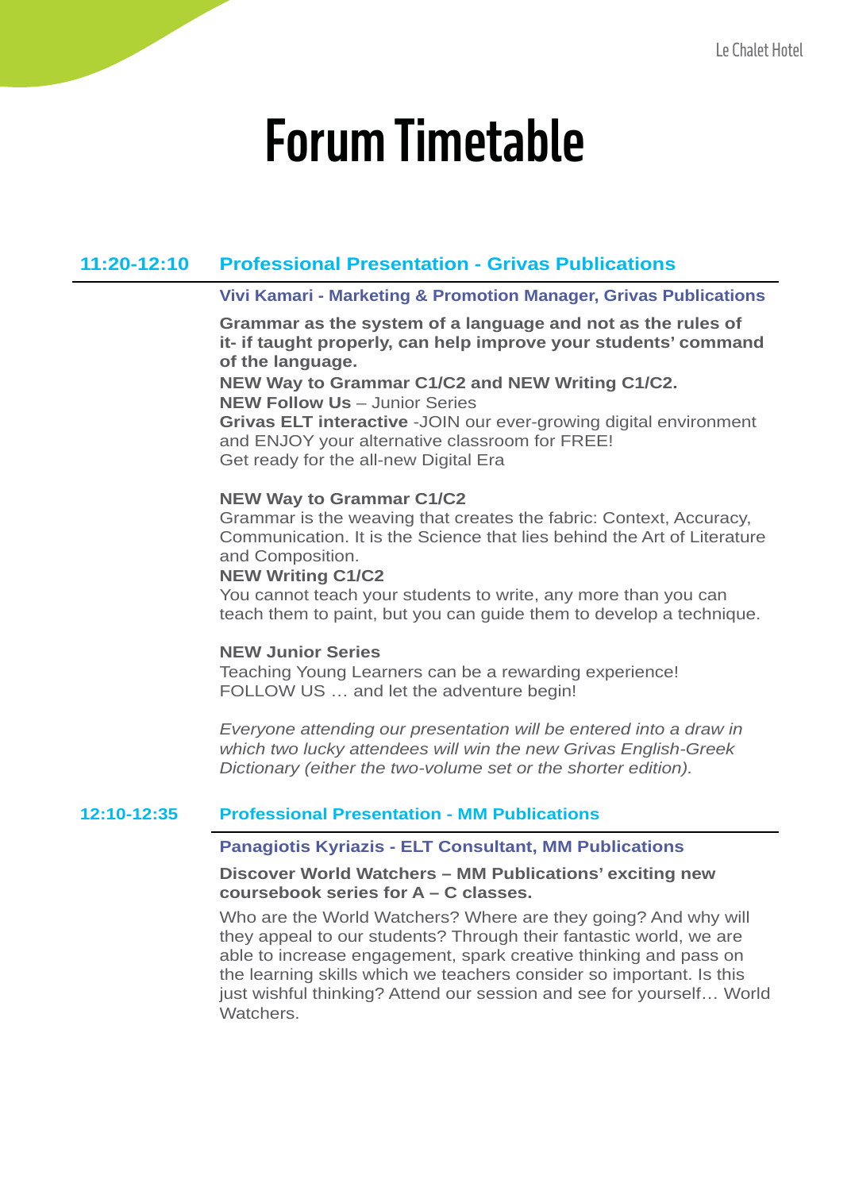# Forum Timetable

## 11:20-12:10 Professional Presentation - Grivas Publications

**Vivi Kamari - Marketing & Promotion Manager, Grivas Publications**

**Grammar as the system of a language and not as the rules of it- if taught properly, can help improve your students' command of the language.**
**NEW Way to Grammar C1/C2 and NEW Writing C1/C2.**
**NEW Follow Us** – Junior Series
**Grivas ELT interactive** -JOIN our ever-growing digital environment and ENJOY your alternative classroom for FREE!
Get ready for the all-new Digital Era

**NEW Way to Grammar C1/C2**
Grammar is the weaving that creates the fabric: Context, Accuracy, Communication. It is the Science that lies behind the Art of Literature and Composition.
**NEW Writing C1/C2**
You cannot teach your students to write, any more than you can teach them to paint, but you can guide them to develop a technique.

**NEW Junior Series**
Teaching Young Learners can be a rewarding experience!
FOLLOW US … and let the adventure begin!

*Everyone attending our presentation will be entered into a draw in which two lucky attendees will win the new Grivas English-Greek Dictionary (either the two-volume set or the shorter edition).*

## 12:10-12:35 Professional Presentation - MM Publications

**Panagiotis Kyriazis - ELT Consultant, MM Publications**

**Discover World Watchers – MM Publications' exciting new coursebook series for A – C classes.**

Who are the World Watchers? Where are they going? And why will they appeal to our students? Through their fantastic world, we are able to increase engagement, spark creative thinking and pass on the learning skills which we teachers consider so important. Is this just wishful thinking? Attend our session and see for yourself… World Watchers.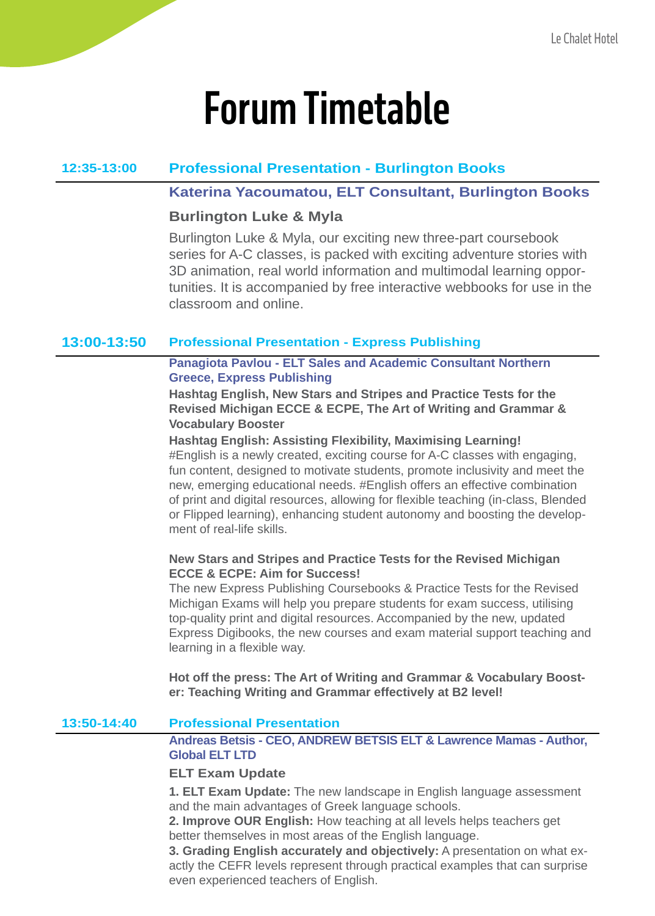# Forum Timetable

## 12:35-13:00 Professional Presentation - Burlington Books

**Katerina Yacoumatou, ELT Consultant, Burlington Books**

**Burlington Luke & Myla**

Burlington Luke & Myla, our exciting new three-part coursebook series for A-C classes, is packed with exciting adventure stories with 3D animation, real world information and multimodal learning opportunities. It is accompanied by free interactive webbooks for use in the classroom and online.

## 13:00-13:50 Professional Presentation - Express Publishing

**Panagiota Pavlou - ELT Sales and Academic Consultant Northern Greece, Express Publishing**

**Hashtag English, New Stars and Stripes and Practice Tests for the Revised Michigan ECCE & ECPE, The Art of Writing and Grammar & Vocabulary Booster**

**Hashtag English: Assisting Flexibility, Maximising Learning!**
#English is a newly created, exciting course for A-C classes with engaging, fun content, designed to motivate students, promote inclusivity and meet the new, emerging educational needs. #English offers an effective combination of print and digital resources, allowing for flexible teaching (in-class, Blended or Flipped learning), enhancing student autonomy and boosting the development of real-life skills.

**New Stars and Stripes and Practice Tests for the Revised Michigan ECCE & ECPE: Aim for Success!**
The new Express Publishing Coursebooks & Practice Tests for the Revised Michigan Exams will help you prepare students for exam success, utilising top-quality print and digital resources. Accompanied by the new, updated Express Digibooks, the new courses and exam material support teaching and learning in a flexible way.

**Hot off the press: The Art of Writing and Grammar & Vocabulary Booster: Teaching Writing and Grammar effectively at B2 level!**

## 13:50-14:40 Professional Presentation

**Andreas Betsis - CEO, ANDREW BETSIS ELT & Lawrence Mamas - Author, Global ELT LTD**

**ELT Exam Update**

**1. ELT Exam Update:** The new landscape in English language assessment and the main advantages of Greek language schools.
**2. Improve OUR English:** How teaching at all levels helps teachers get better themselves in most areas of the English language.
**3. Grading English accurately and objectively:** A presentation on what exactly the CEFR levels represent through practical examples that can surprise even experienced teachers of English.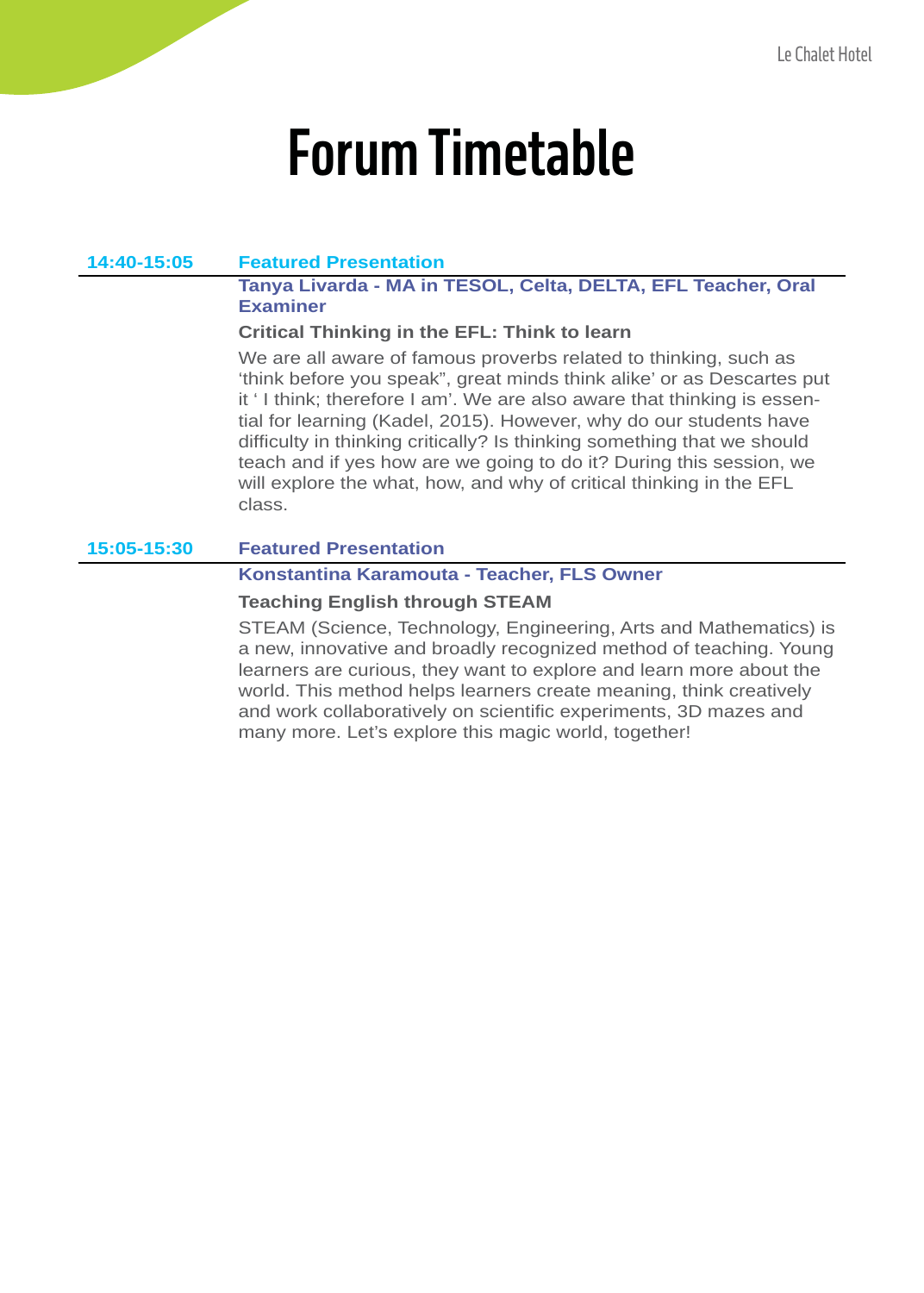# Forum Timetable

**14:40-15:05** **Featured Presentation**

**Tanya Livarda - MA in TESOL, Celta, DELTA, EFL Teacher, Oral Examiner**

**Critical Thinking in the EFL: Think to learn**

We are all aware of famous proverbs related to thinking, such as 'think before you speak", great minds think alike' or as Descartes put it ' I think; therefore I am'. We are also aware that thinking is essential for learning (Kadel, 2015). However, why do our students have difficulty in thinking critically? Is thinking something that we should teach and if yes how are we going to do it? During this session, we will explore the what, how, and why of critical thinking in the EFL class.

**15:05-15:30** **Featured Presentation**

**Konstantina Karamouta - Teacher, FLS Owner**

**Teaching English through STEAM**

STEAM (Science, Technology, Engineering, Arts and Mathematics) is a new, innovative and broadly recognized method of teaching. Young learners are curious, they want to explore and learn more about the world. This method helps learners create meaning, think creatively and work collaboratively on scientific experiments, 3D mazes and many more. Let's explore this magic world, together!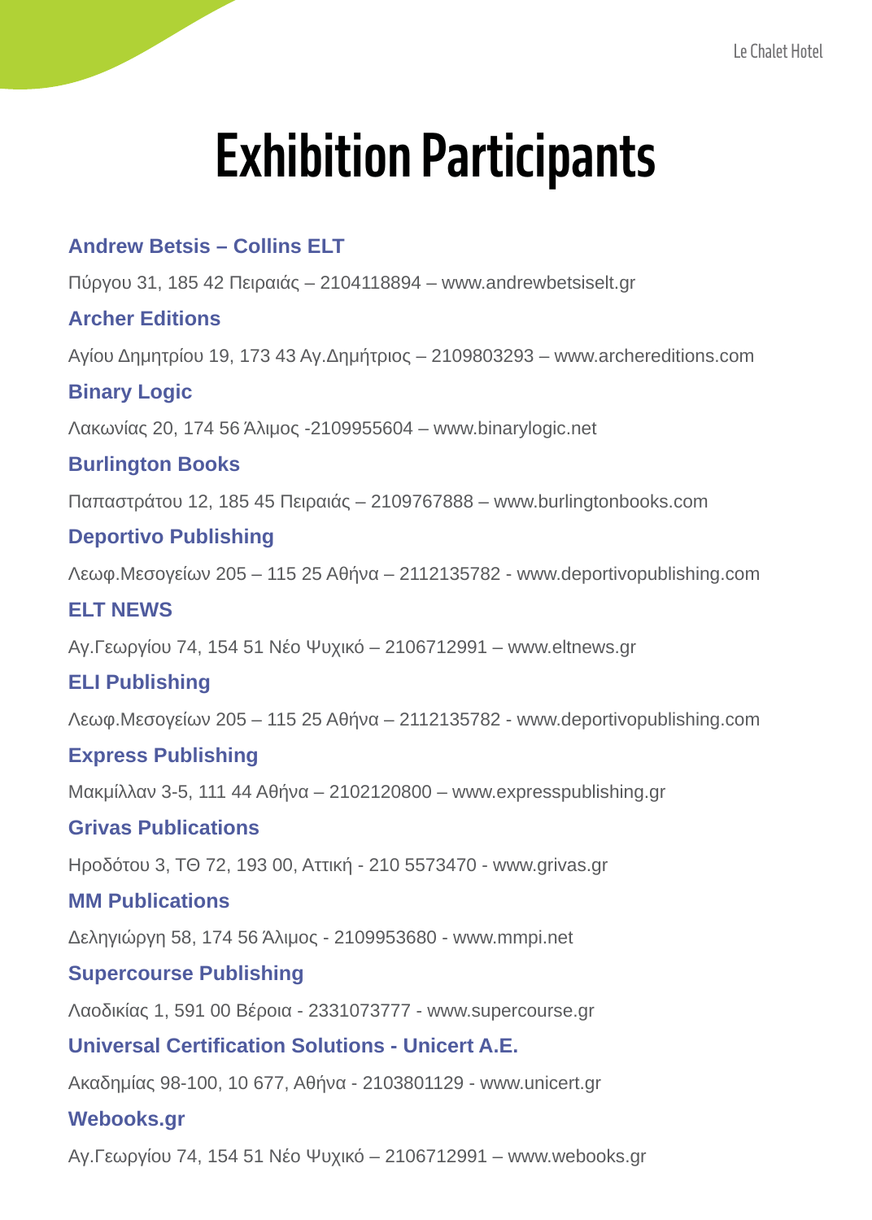# Exhibition Participants

### Andrew Betsis – Collins ELT

Πύργου 31, 185 42 Πειραιάς – 2104118894 – www.andrewbetsiselt.gr

### Archer Editions

Αγίου Δημητρίου 19, 173 43 Αγ.Δημήτριος – 2109803293 – www.archereditions.com

### Binary Logic

Λακωνίας 20, 174 56 Άλιμος -2109955604 – www.binarylogic.net

### Burlington Books

Παπαστράτου 12, 185 45 Πειραιάς – 2109767888 – www.burlingtonbooks.com

### Deportivo Publishing

Λεωφ.Μεσογείων 205 – 115 25 Αθήνα – 2112135782 - www.deportivopublishing.com

### ELT NEWS

Αγ.Γεωργίου 74, 154 51 Νέο Ψυχικό – 2106712991 – www.eltnews.gr

### ELI Publishing

Λεωφ.Μεσογείων 205 – 115 25 Αθήνα – 2112135782 - www.deportivopublishing.com

### Express Publishing

Μακμίλλαν 3-5, 111 44 Αθήνα – 2102120800 – www.expresspublishing.gr

### Grivas Publications

Ηροδότου 3, ΤΘ 72, 193 00, Αττική - 210 5573470 - www.grivas.gr

### MM Publications

Δεληγιώργη 58, 174 56 Άλιμος - 2109953680 - www.mmpi.net

### Supercourse Publishing

Λαοδικίας 1, 591 00 Βέροια - 2331073777 - www.supercourse.gr

### Universal Certification Solutions - Unicert A.E.

Ακαδημίας 98-100, 10 677, Αθήνα - 2103801129 - www.unicert.gr

### Webooks.gr

Αγ.Γεωργίου 74, 154 51 Νέο Ψυχικό – 2106712991 – www.webooks.gr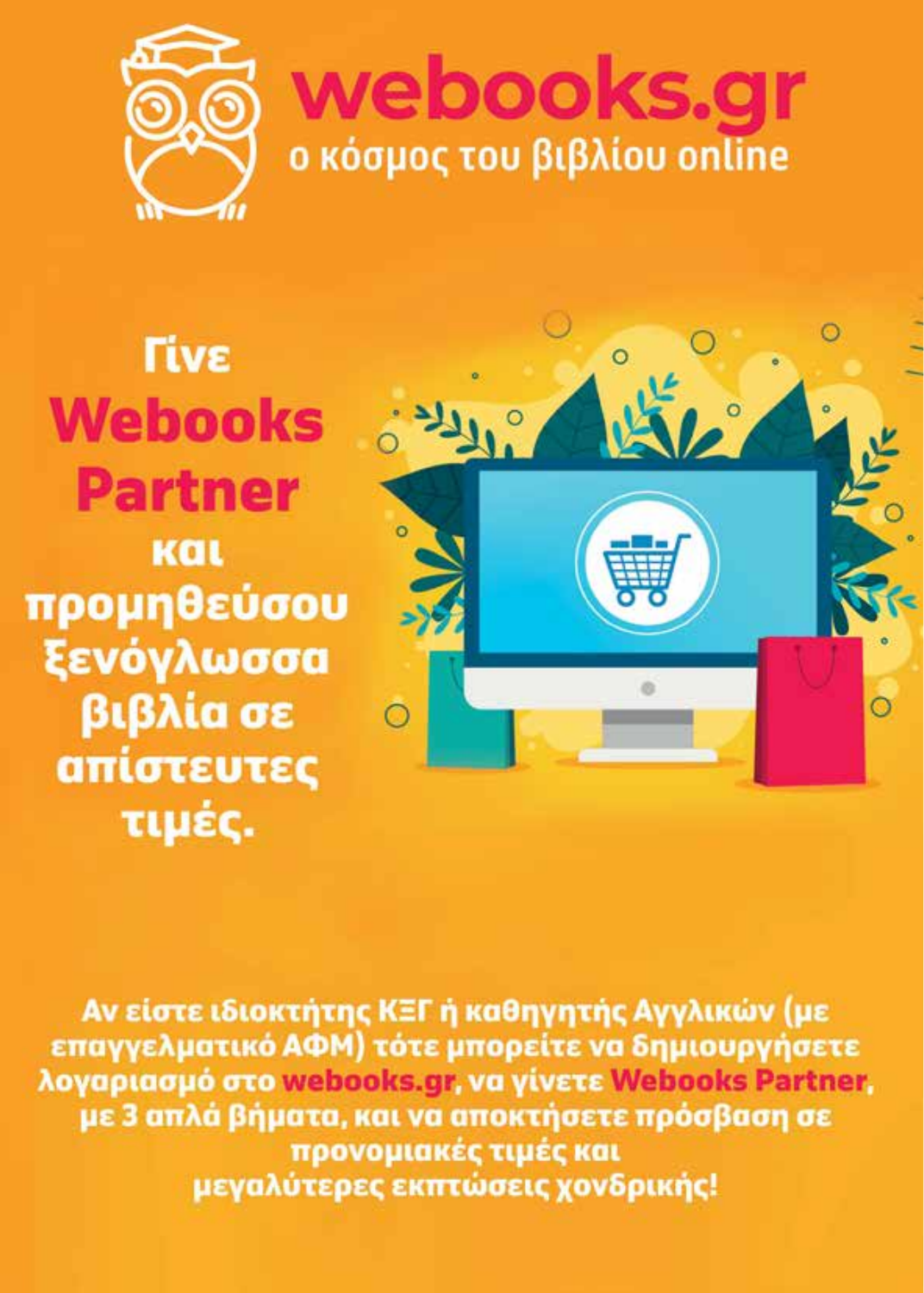# webooks.gr

ο κόσμος του βιβλίου online

## Γίνε **Webooks Partner** και προμηθεύσου ξενόγλωσσα βιβλία σε απίστευτες τιμές.

**Αν είστε ιδιοκτήτης ΚΞΓ ή καθηγητής Αγγλικών (με επαγγελματικό ΑΦΜ) τότε μπορείτε να δημιουργήσετε λογαριασμό στο webooks.gr, να γίνετε Webooks Partner, με 3 απλά βήματα, και να αποκτήσετε πρόσβαση σε προνομιακές τιμές και μεγαλύτερες εκπτώσεις χονδρικής!**